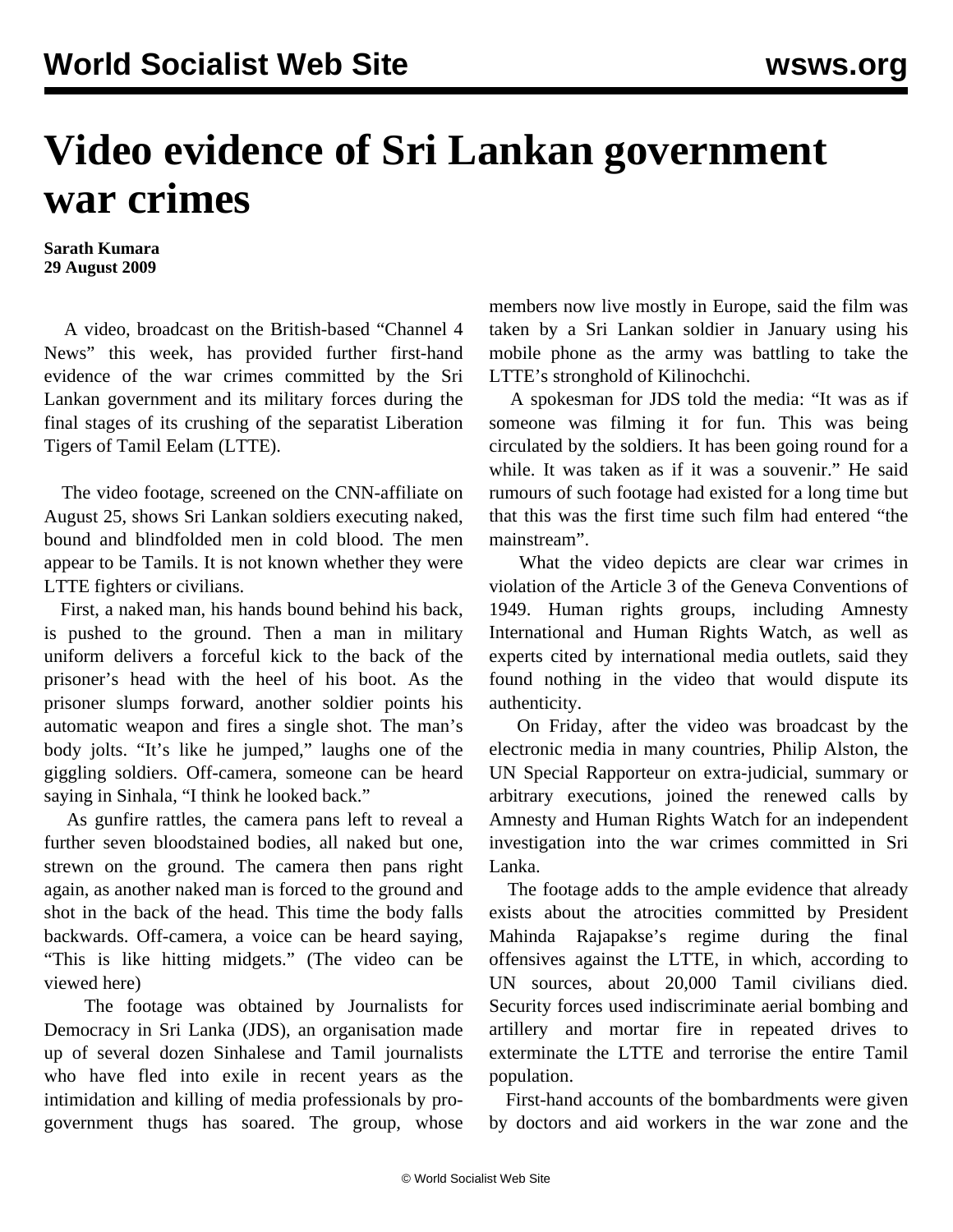# Video evidence of Sri Lankan government war crimes

**Sarath Kumara**
**29 August 2009**

A video, broadcast on the British-based "Channel 4 News" this week, has provided further first-hand evidence of the war crimes committed by the Sri Lankan government and its military forces during the final stages of its crushing of the separatist Liberation Tigers of Tamil Eelam (LTTE).

The video footage, screened on the CNN-affiliate on August 25, shows Sri Lankan soldiers executing naked, bound and blindfolded men in cold blood. The men appear to be Tamils. It is not known whether they were LTTE fighters or civilians.

First, a naked man, his hands bound behind his back, is pushed to the ground. Then a man in military uniform delivers a forceful kick to the back of the prisoner's head with the heel of his boot. As the prisoner slumps forward, another soldier points his automatic weapon and fires a single shot. The man's body jolts. "It's like he jumped," laughs one of the giggling soldiers. Off-camera, someone can be heard saying in Sinhala, "I think he looked back."

As gunfire rattles, the camera pans left to reveal a further seven bloodstained bodies, all naked but one, strewn on the ground. The camera then pans right again, as another naked man is forced to the ground and shot in the back of the head. This time the body falls backwards. Off-camera, a voice can be heard saying, "This is like hitting midgets." (The video can be viewed here)

The footage was obtained by Journalists for Democracy in Sri Lanka (JDS), an organisation made up of several dozen Sinhalese and Tamil journalists who have fled into exile in recent years as the intimidation and killing of media professionals by pro-government thugs has soared. The group, whose members now live mostly in Europe, said the film was taken by a Sri Lankan soldier in January using his mobile phone as the army was battling to take the LTTE's stronghold of Kilinochchi.

A spokesman for JDS told the media: "It was as if someone was filming it for fun. This was being circulated by the soldiers. It has been going round for a while. It was taken as if it was a souvenir." He said rumours of such footage had existed for a long time but that this was the first time such film had entered "the mainstream".

What the video depicts are clear war crimes in violation of the Article 3 of the Geneva Conventions of 1949. Human rights groups, including Amnesty International and Human Rights Watch, as well as experts cited by international media outlets, said they found nothing in the video that would dispute its authenticity.

On Friday, after the video was broadcast by the electronic media in many countries, Philip Alston, the UN Special Rapporteur on extra-judicial, summary or arbitrary executions, joined the renewed calls by Amnesty and Human Rights Watch for an independent investigation into the war crimes committed in Sri Lanka.

The footage adds to the ample evidence that already exists about the atrocities committed by President Mahinda Rajapakse's regime during the final offensives against the LTTE, in which, according to UN sources, about 20,000 Tamil civilians died. Security forces used indiscriminate aerial bombing and artillery and mortar fire in repeated drives to exterminate the LTTE and terrorise the entire Tamil population.

First-hand accounts of the bombardments were given by doctors and aid workers in the war zone and the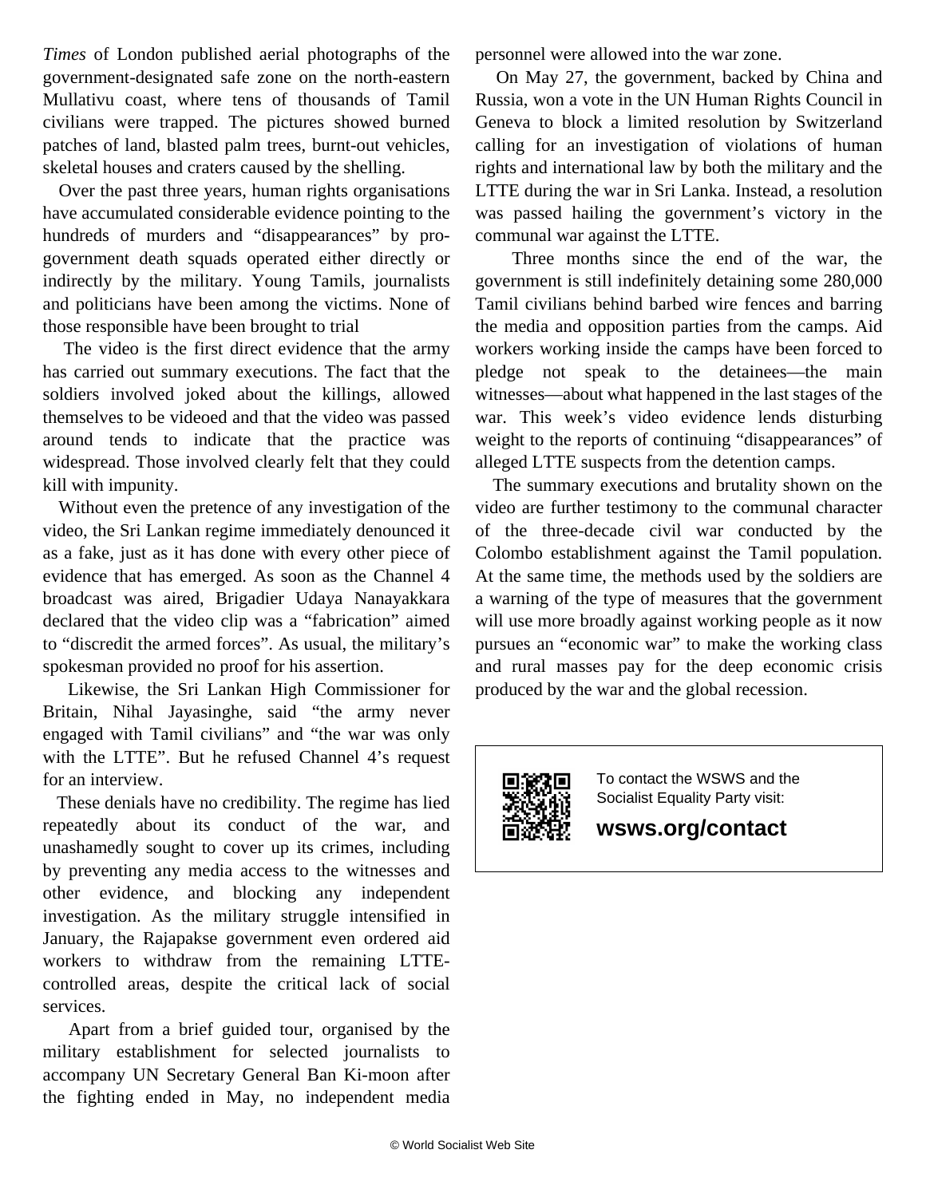*Times* of London published aerial photographs of the government-designated safe zone on the north-eastern Mullativu coast, where tens of thousands of Tamil civilians were trapped. The pictures showed burned patches of land, blasted palm trees, burnt-out vehicles, skeletal houses and craters caused by the shelling.

Over the past three years, human rights organisations have accumulated considerable evidence pointing to the hundreds of murders and "disappearances" by pro-government death squads operated either directly or indirectly by the military. Young Tamils, journalists and politicians have been among the victims. None of those responsible have been brought to trial

The video is the first direct evidence that the army has carried out summary executions. The fact that the soldiers involved joked about the killings, allowed themselves to be videoed and that the video was passed around tends to indicate that the practice was widespread. Those involved clearly felt that they could kill with impunity.

Without even the pretence of any investigation of the video, the Sri Lankan regime immediately denounced it as a fake, just as it has done with every other piece of evidence that has emerged. As soon as the Channel 4 broadcast was aired, Brigadier Udaya Nanayakkara declared that the video clip was a "fabrication" aimed to "discredit the armed forces". As usual, the military's spokesman provided no proof for his assertion.

Likewise, the Sri Lankan High Commissioner for Britain, Nihal Jayasinghe, said "the army never engaged with Tamil civilians" and "the war was only with the LTTE". But he refused Channel 4's request for an interview.

These denials have no credibility. The regime has lied repeatedly about its conduct of the war, and unashamedly sought to cover up its crimes, including by preventing any media access to the witnesses and other evidence, and blocking any independent investigation. As the military struggle intensified in January, the Rajapakse government even ordered aid workers to withdraw from the remaining LTTE-controlled areas, despite the critical lack of social services.

Apart from a brief guided tour, organised by the military establishment for selected journalists to accompany UN Secretary General Ban Ki-moon after the fighting ended in May, no independent media personnel were allowed into the war zone.

On May 27, the government, backed by China and Russia, won a vote in the UN Human Rights Council in Geneva to block a limited resolution by Switzerland calling for an investigation of violations of human rights and international law by both the military and the LTTE during the war in Sri Lanka. Instead, a resolution was passed hailing the government's victory in the communal war against the LTTE.

Three months since the end of the war, the government is still indefinitely detaining some 280,000 Tamil civilians behind barbed wire fences and barring the media and opposition parties from the camps. Aid workers working inside the camps have been forced to pledge not speak to the detainees—the main witnesses—about what happened in the last stages of the war. This week's video evidence lends disturbing weight to the reports of continuing "disappearances" of alleged LTTE suspects from the detention camps.

The summary executions and brutality shown on the video are further testimony to the communal character of the three-decade civil war conducted by the Colombo establishment against the Tamil population. At the same time, the methods used by the soldiers are a warning of the type of measures that the government will use more broadly against working people as it now pursues an "economic war" to make the working class and rural masses pay for the deep economic crisis produced by the war and the global recession.

To contact the WSWS and the Socialist Equality Party visit:

**wsws.org/contact**